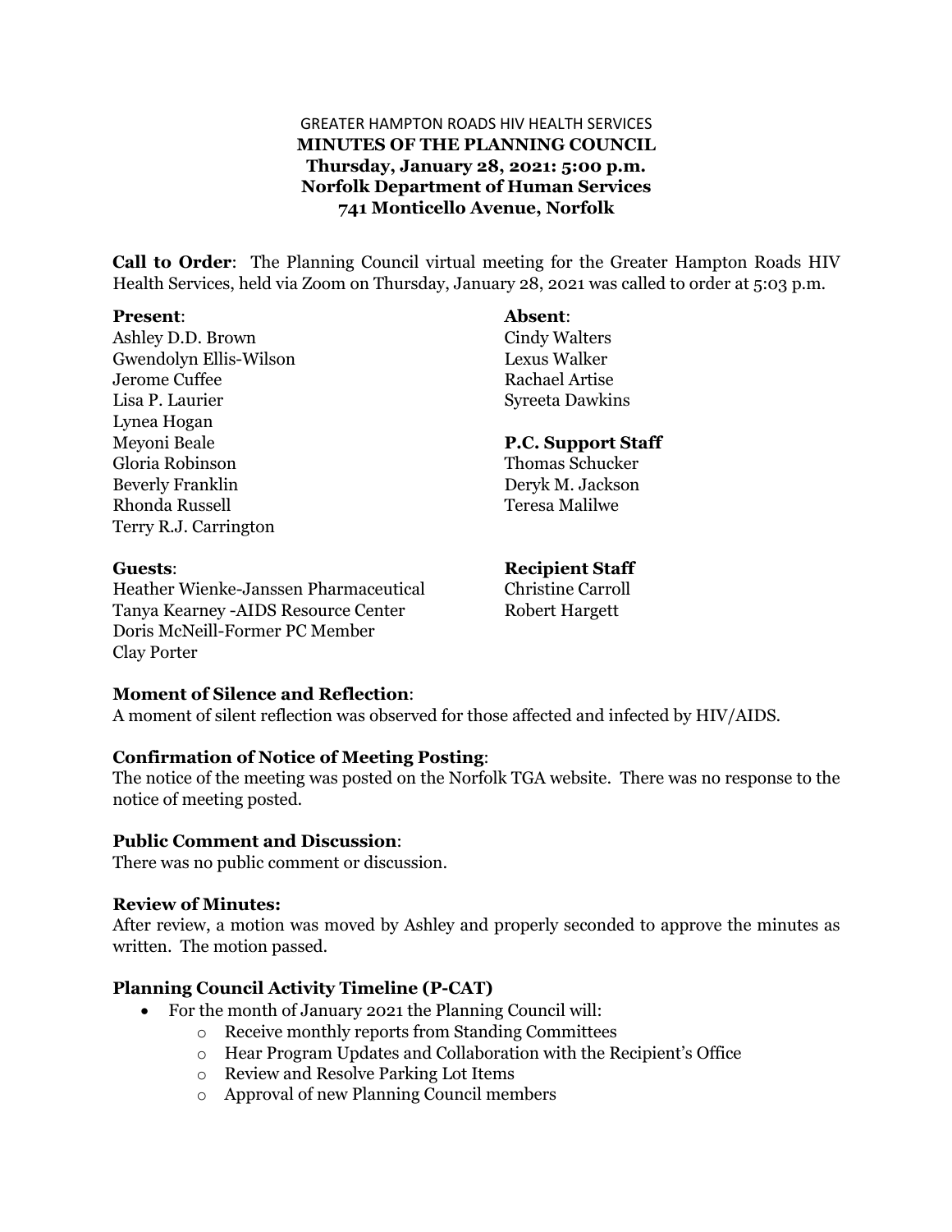GREATER HAMPTON ROADS HIV HEALTH SERVICES

**MINUTES OF THE PLANNING COUNCIL**
**Thursday, January 28, 2021: 5:00 p.m.**
**Norfolk Department of Human Services**
**741 Monticello Avenue, Norfolk**

**Call to Order**: The Planning Council virtual meeting for the Greater Hampton Roads HIV Health Services, held via Zoom on Thursday, January 28, 2021 was called to order at 5:03 p.m.

**Present**:
Ashley D.D. Brown
Gwendolyn Ellis-Wilson
Jerome Cuffee
Lisa P. Laurier
Lynea Hogan
Meyoni Beale
Gloria Robinson
Beverly Franklin
Rhonda Russell
Terry R.J. Carrington

**Absent**:
Cindy Walters
Lexus Walker
Rachael Artise
Syreeta Dawkins

**P.C. Support Staff**
Thomas Schucker
Deryk M. Jackson
Teresa Malilwe

**Guests**:
Heather Wienke-Janssen Pharmaceutical
Tanya Kearney -AIDS Resource Center
Doris McNeill-Former PC Member
Clay Porter

**Recipient Staff**
Christine Carroll
Robert Hargett

**Moment of Silence and Reflection**:
A moment of silent reflection was observed for those affected and infected by HIV/AIDS.

**Confirmation of Notice of Meeting Posting**:
The notice of the meeting was posted on the Norfolk TGA website. There was no response to the notice of meeting posted.

**Public Comment and Discussion**:
There was no public comment or discussion.

**Review of Minutes:**
After review, a motion was moved by Ashley and properly seconded to approve the minutes as written. The motion passed.

**Planning Council Activity Timeline (P-CAT)**

- For the month of January 2021 the Planning Council will:
  - Receive monthly reports from Standing Committees
  - Hear Program Updates and Collaboration with the Recipient's Office
  - Review and Resolve Parking Lot Items
  - Approval of new Planning Council members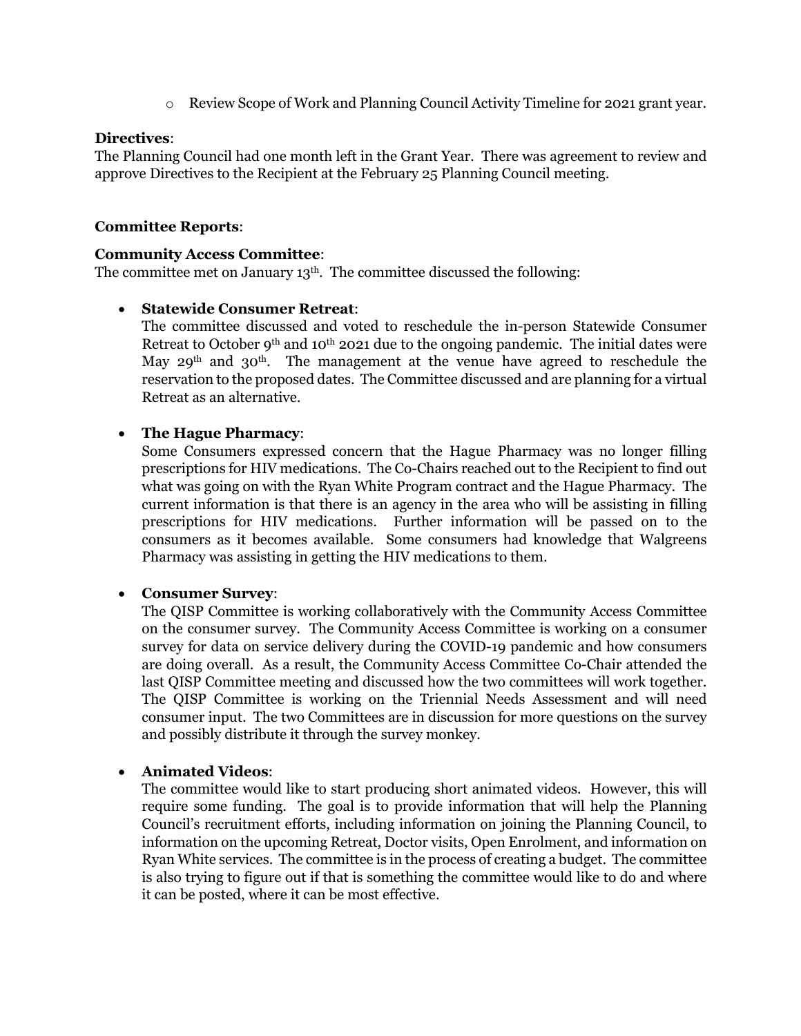- Review Scope of Work and Planning Council Activity Timeline for 2021 grant year.

**Directives**:
The Planning Council had one month left in the Grant Year. There was agreement to review and approve Directives to the Recipient at the February 25 Planning Council meeting.

**Committee Reports**:

**Community Access Committee**:
The committee met on January 13th. The committee discussed the following:

- **Statewide Consumer Retreat**:
  The committee discussed and voted to reschedule the in-person Statewide Consumer Retreat to October 9th and 10th 2021 due to the ongoing pandemic. The initial dates were May 29th and 30th. The management at the venue have agreed to reschedule the reservation to the proposed dates. The Committee discussed and are planning for a virtual Retreat as an alternative.

- **The Hague Pharmacy**:
  Some Consumers expressed concern that the Hague Pharmacy was no longer filling prescriptions for HIV medications. The Co-Chairs reached out to the Recipient to find out what was going on with the Ryan White Program contract and the Hague Pharmacy. The current information is that there is an agency in the area who will be assisting in filling prescriptions for HIV medications. Further information will be passed on to the consumers as it becomes available. Some consumers had knowledge that Walgreens Pharmacy was assisting in getting the HIV medications to them.

- **Consumer Survey**:
  The QISP Committee is working collaboratively with the Community Access Committee on the consumer survey. The Community Access Committee is working on a consumer survey for data on service delivery during the COVID-19 pandemic and how consumers are doing overall. As a result, the Community Access Committee Co-Chair attended the last QISP Committee meeting and discussed how the two committees will work together. The QISP Committee is working on the Triennial Needs Assessment and will need consumer input. The two Committees are in discussion for more questions on the survey and possibly distribute it through the survey monkey.

- **Animated Videos**:
  The committee would like to start producing short animated videos. However, this will require some funding. The goal is to provide information that will help the Planning Council's recruitment efforts, including information on joining the Planning Council, to information on the upcoming Retreat, Doctor visits, Open Enrolment, and information on Ryan White services. The committee is in the process of creating a budget. The committee is also trying to figure out if that is something the committee would like to do and where it can be posted, where it can be most effective.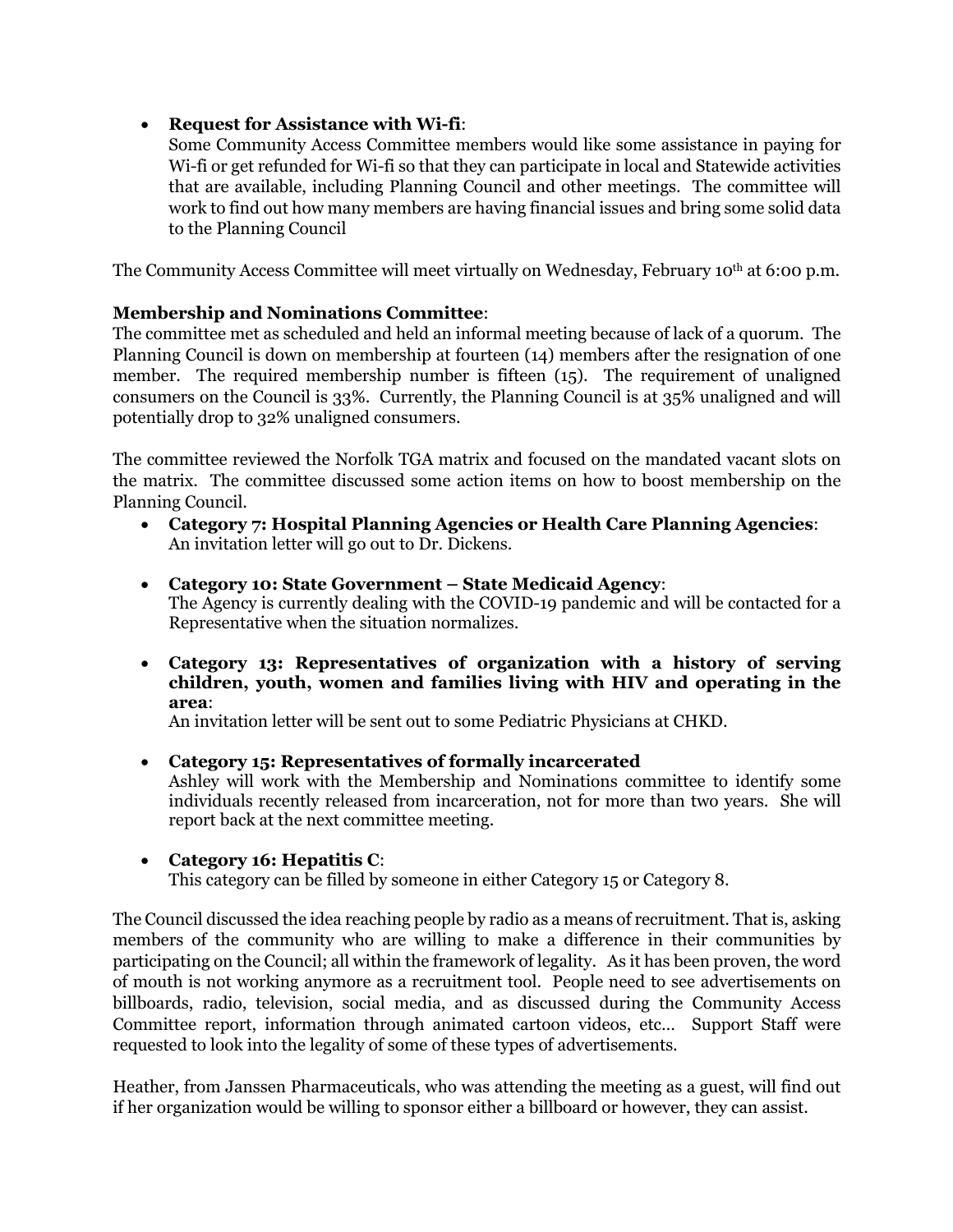- **Request for Assistance with Wi-fi**:
  Some Community Access Committee members would like some assistance in paying for Wi-fi or get refunded for Wi-fi so that they can participate in local and Statewide activities that are available, including Planning Council and other meetings. The committee will work to find out how many members are having financial issues and bring some solid data to the Planning Council

The Community Access Committee will meet virtually on Wednesday, February 10th at 6:00 p.m.

**Membership and Nominations Committee**:
The committee met as scheduled and held an informal meeting because of lack of a quorum. The Planning Council is down on membership at fourteen (14) members after the resignation of one member. The required membership number is fifteen (15). The requirement of unaligned consumers on the Council is 33%. Currently, the Planning Council is at 35% unaligned and will potentially drop to 32% unaligned consumers.

The committee reviewed the Norfolk TGA matrix and focused on the mandated vacant slots on the matrix. The committee discussed some action items on how to boost membership on the Planning Council.

- **Category 7: Hospital Planning Agencies or Health Care Planning Agencies**:
  An invitation letter will go out to Dr. Dickens.

- **Category 10: State Government – State Medicaid Agency**:
  The Agency is currently dealing with the COVID-19 pandemic and will be contacted for a Representative when the situation normalizes.

- **Category 13: Representatives of organization with a history of serving children, youth, women and families living with HIV and operating in the area**:
  An invitation letter will be sent out to some Pediatric Physicians at CHKD.

- **Category 15: Representatives of formally incarcerated**
  Ashley will work with the Membership and Nominations committee to identify some individuals recently released from incarceration, not for more than two years. She will report back at the next committee meeting.

- **Category 16: Hepatitis C**:
  This category can be filled by someone in either Category 15 or Category 8.

The Council discussed the idea reaching people by radio as a means of recruitment. That is, asking members of the community who are willing to make a difference in their communities by participating on the Council; all within the framework of legality. As it has been proven, the word of mouth is not working anymore as a recruitment tool. People need to see advertisements on billboards, radio, television, social media, and as discussed during the Community Access Committee report, information through animated cartoon videos, etc… Support Staff were requested to look into the legality of some of these types of advertisements.

Heather, from Janssen Pharmaceuticals, who was attending the meeting as a guest, will find out if her organization would be willing to sponsor either a billboard or however, they can assist.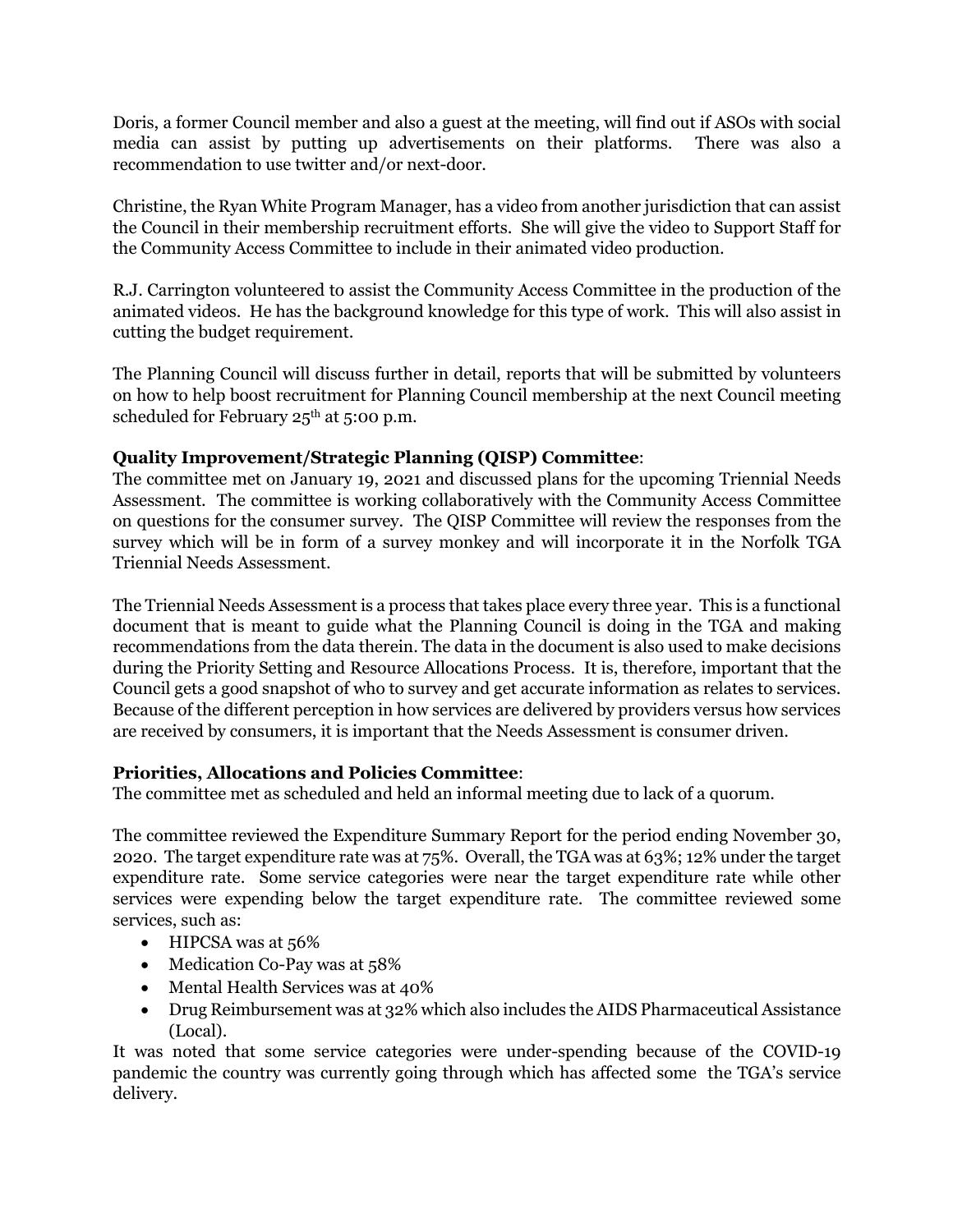Doris, a former Council member and also a guest at the meeting, will find out if ASOs with social media can assist by putting up advertisements on their platforms. There was also a recommendation to use twitter and/or next-door.

Christine, the Ryan White Program Manager, has a video from another jurisdiction that can assist the Council in their membership recruitment efforts. She will give the video to Support Staff for the Community Access Committee to include in their animated video production.

R.J. Carrington volunteered to assist the Community Access Committee in the production of the animated videos. He has the background knowledge for this type of work. This will also assist in cutting the budget requirement.

The Planning Council will discuss further in detail, reports that will be submitted by volunteers on how to help boost recruitment for Planning Council membership at the next Council meeting scheduled for February 25th at 5:00 p.m.

**Quality Improvement/Strategic Planning (QISP) Committee**:
The committee met on January 19, 2021 and discussed plans for the upcoming Triennial Needs Assessment. The committee is working collaboratively with the Community Access Committee on questions for the consumer survey. The QISP Committee will review the responses from the survey which will be in form of a survey monkey and will incorporate it in the Norfolk TGA Triennial Needs Assessment.

The Triennial Needs Assessment is a process that takes place every three year. This is a functional document that is meant to guide what the Planning Council is doing in the TGA and making recommendations from the data therein. The data in the document is also used to make decisions during the Priority Setting and Resource Allocations Process. It is, therefore, important that the Council gets a good snapshot of who to survey and get accurate information as relates to services. Because of the different perception in how services are delivered by providers versus how services are received by consumers, it is important that the Needs Assessment is consumer driven.

**Priorities, Allocations and Policies Committee**:
The committee met as scheduled and held an informal meeting due to lack of a quorum.

The committee reviewed the Expenditure Summary Report for the period ending November 30, 2020. The target expenditure rate was at 75%. Overall, the TGA was at 63%; 12% under the target expenditure rate. Some service categories were near the target expenditure rate while other services were expending below the target expenditure rate. The committee reviewed some services, such as:

- HIPCSA was at 56%
- Medication Co-Pay was at 58%
- Mental Health Services was at 40%
- Drug Reimbursement was at 32% which also includes the AIDS Pharmaceutical Assistance (Local).

It was noted that some service categories were under-spending because of the COVID-19 pandemic the country was currently going through which has affected some the TGA's service delivery.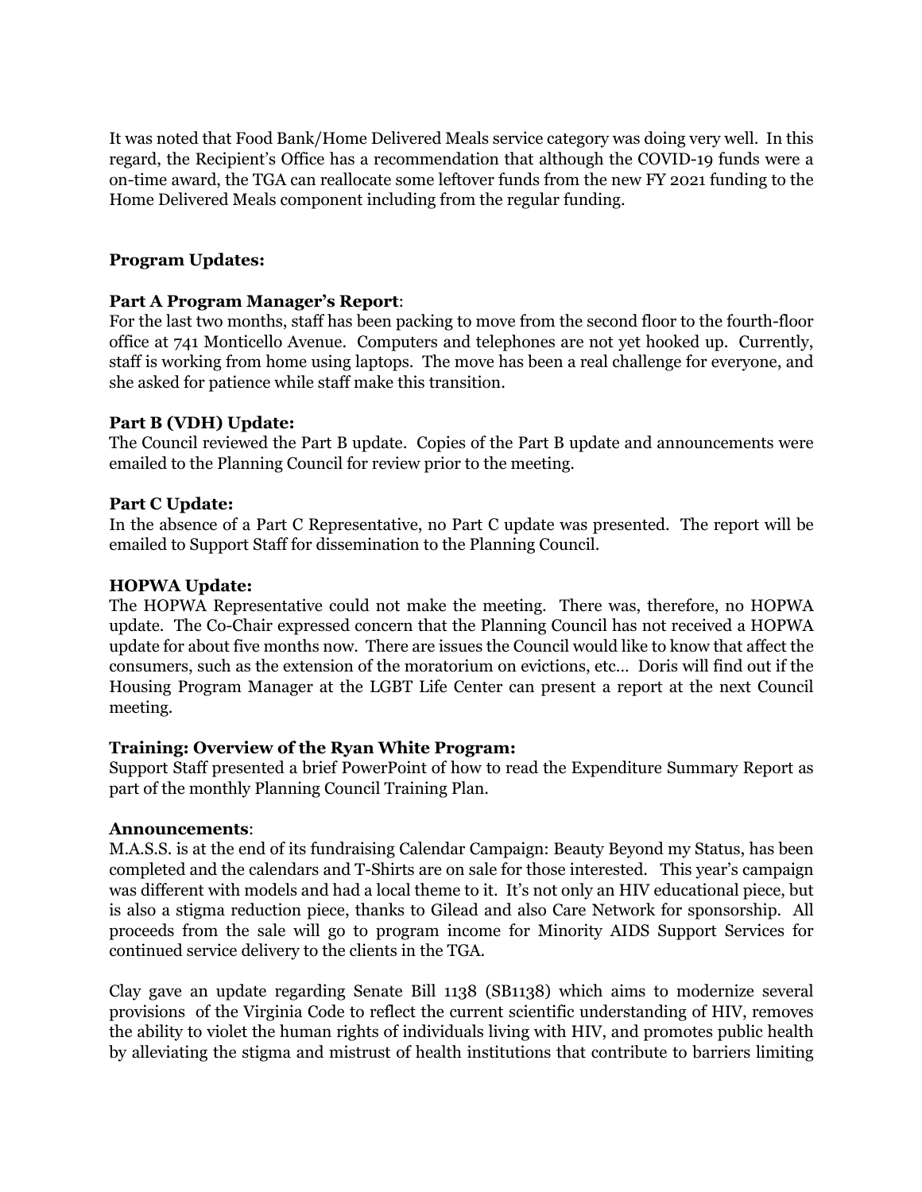It was noted that Food Bank/Home Delivered Meals service category was doing very well. In this regard, the Recipient's Office has a recommendation that although the COVID-19 funds were a on-time award, the TGA can reallocate some leftover funds from the new FY 2021 funding to the Home Delivered Meals component including from the regular funding.

**Program Updates:**

**Part A Program Manager's Report**:
For the last two months, staff has been packing to move from the second floor to the fourth-floor office at 741 Monticello Avenue. Computers and telephones are not yet hooked up. Currently, staff is working from home using laptops. The move has been a real challenge for everyone, and she asked for patience while staff make this transition.

**Part B (VDH) Update:**
The Council reviewed the Part B update. Copies of the Part B update and announcements were emailed to the Planning Council for review prior to the meeting.

**Part C Update:**
In the absence of a Part C Representative, no Part C update was presented. The report will be emailed to Support Staff for dissemination to the Planning Council.

**HOPWA Update:**
The HOPWA Representative could not make the meeting. There was, therefore, no HOPWA update. The Co-Chair expressed concern that the Planning Council has not received a HOPWA update for about five months now. There are issues the Council would like to know that affect the consumers, such as the extension of the moratorium on evictions, etc… Doris will find out if the Housing Program Manager at the LGBT Life Center can present a report at the next Council meeting.

**Training: Overview of the Ryan White Program:**
Support Staff presented a brief PowerPoint of how to read the Expenditure Summary Report as part of the monthly Planning Council Training Plan.

**Announcements**:
M.A.S.S. is at the end of its fundraising Calendar Campaign: Beauty Beyond my Status, has been completed and the calendars and T-Shirts are on sale for those interested. This year's campaign was different with models and had a local theme to it. It's not only an HIV educational piece, but is also a stigma reduction piece, thanks to Gilead and also Care Network for sponsorship. All proceeds from the sale will go to program income for Minority AIDS Support Services for continued service delivery to the clients in the TGA.

Clay gave an update regarding Senate Bill 1138 (SB1138) which aims to modernize several provisions of the Virginia Code to reflect the current scientific understanding of HIV, removes the ability to violet the human rights of individuals living with HIV, and promotes public health by alleviating the stigma and mistrust of health institutions that contribute to barriers limiting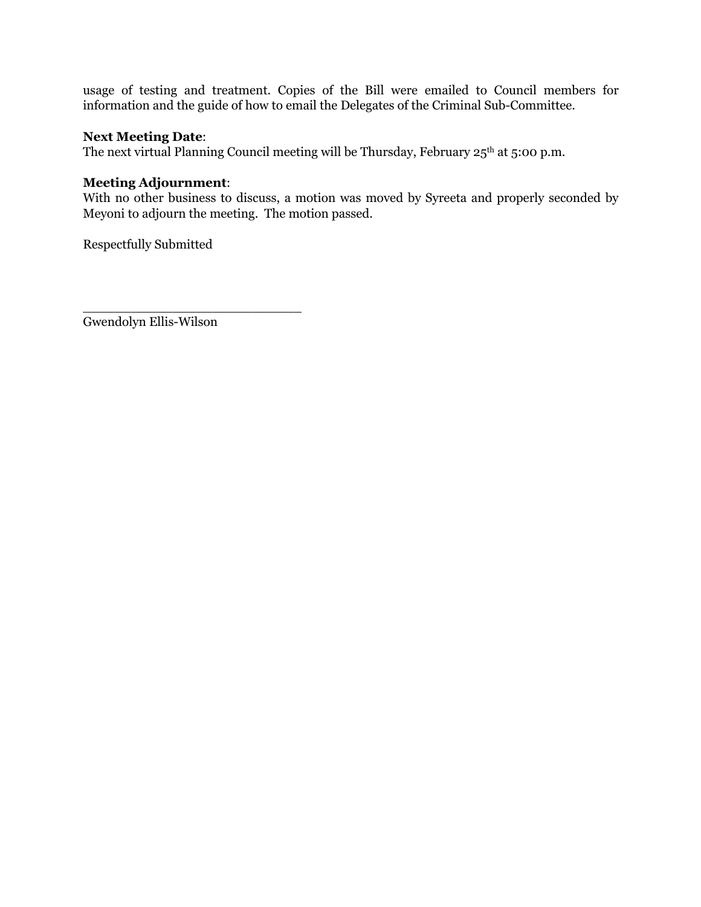usage of testing and treatment. Copies of the Bill were emailed to Council members for information and the guide of how to email the Delegates of the Criminal Sub-Committee.

**Next Meeting Date**:
The next virtual Planning Council meeting will be Thursday, February 25th at 5:00 p.m.

**Meeting Adjournment**:
With no other business to discuss, a motion was moved by Syreeta and properly seconded by Meyoni to adjourn the meeting. The motion passed.

Respectfully Submitted

_____________________________
Gwendolyn Ellis-Wilson